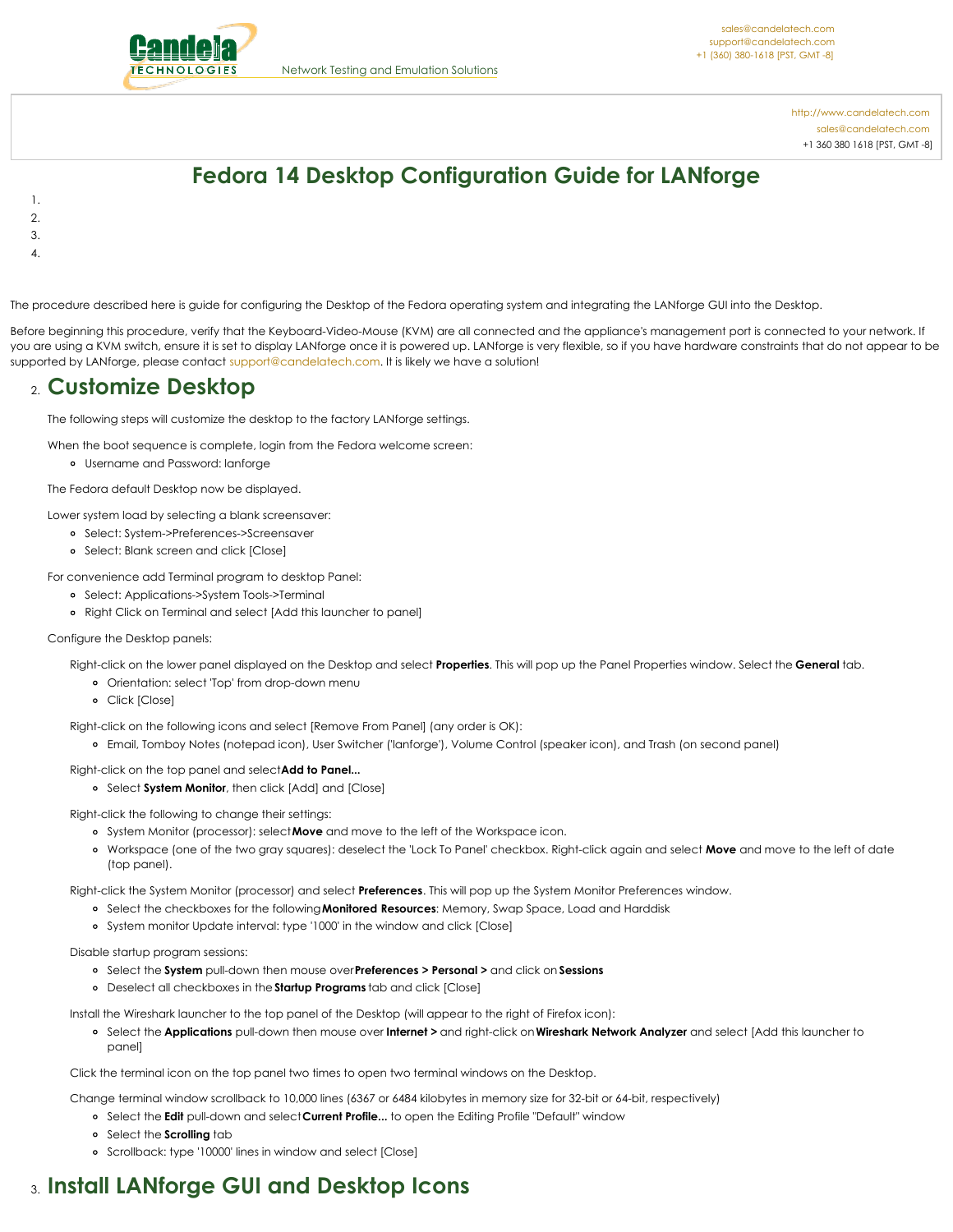http://www.candelatech.com
sales@candelatech.com
+1 360 380 1618 [PST, GMT -8]

# Fedora 14 Desktop Configuration Guide for LANforge

1.
2.
3.
4.

The procedure described here is guide for configuring the Desktop of the Fedora operating system and integrating the LANforge GUI into the Desktop.

Before beginning this procedure, verify that the Keyboard-Video-Mouse (KVM) are all connected and the appliance's management port is connected to your network. If you are using a KVM switch, ensure it is set to display LANforge once it is powered up. LANforge is very flexible, so if you have hardware constraints that do not appear to be supported by LANforge, please contact support@candelatech.com. It is likely we have a solution!

## 2. Customize Desktop

The following steps will customize the desktop to the factory LANforge settings.

When the boot sequence is complete, login from the Fedora welcome screen:

- Username and Password: lanforge

The Fedora default Desktop now be displayed.

Lower system load by selecting a blank screensaver:

- Select: System->Preferences->Screensaver
- Select: Blank screen and click [Close]

For convenience add Terminal program to desktop Panel:

- Select: Applications->System Tools->Terminal
- Right Click on Terminal and select [Add this launcher to panel]

Configure the Desktop panels:

Right-click on the lower panel displayed on the Desktop and select **Properties**. This will pop up the Panel Properties window. Select the **General** tab.

- Orientation: select 'Top' from drop-down menu
- Click [Close]

Right-click on the following icons and select [Remove From Panel] (any order is OK):

- Email, Tomboy Notes (notepad icon), User Switcher ('lanforge'), Volume Control (speaker icon), and Trash (on second panel)

Right-click on the top panel and select **Add to Panel...**

- Select **System Monitor**, then click [Add] and [Close]

Right-click the following to change their settings:

- System Monitor (processor): select **Move** and move to the left of the Workspace icon.
- Workspace (one of the two gray squares): deselect the 'Lock To Panel' checkbox. Right-click again and select **Move** and move to the left of date (top panel).

Right-click the System Monitor (processor) and select **Preferences**. This will pop up the System Monitor Preferences window.

- Select the checkboxes for the following **Monitored Resources**: Memory, Swap Space, Load and Harddisk
- System monitor Update interval: type '1000' in the window and click [Close]

Disable startup program sessions:

- Select the **System** pull-down then mouse over **Preferences > Personal >** and click on **Sessions**
- Deselect all checkboxes in the **Startup Programs** tab and click [Close]

Install the Wireshark launcher to the top panel of the Desktop (will appear to the right of Firefox icon):

- Select the **Applications** pull-down then mouse over **Internet >** and right-click on **Wireshark Network Analyzer** and select [Add this launcher to panel]

Click the terminal icon on the top panel two times to open two terminal windows on the Desktop.

Change terminal window scrollback to 10,000 lines (6367 or 6484 kilobytes in memory size for 32-bit or 64-bit, respectively)

- Select the **Edit** pull-down and select **Current Profile...** to open the Editing Profile "Default" window
- Select the **Scrolling** tab
- Scrollback: type '10000' lines in window and select [Close]

## 3. Install LANforge GUI and Desktop Icons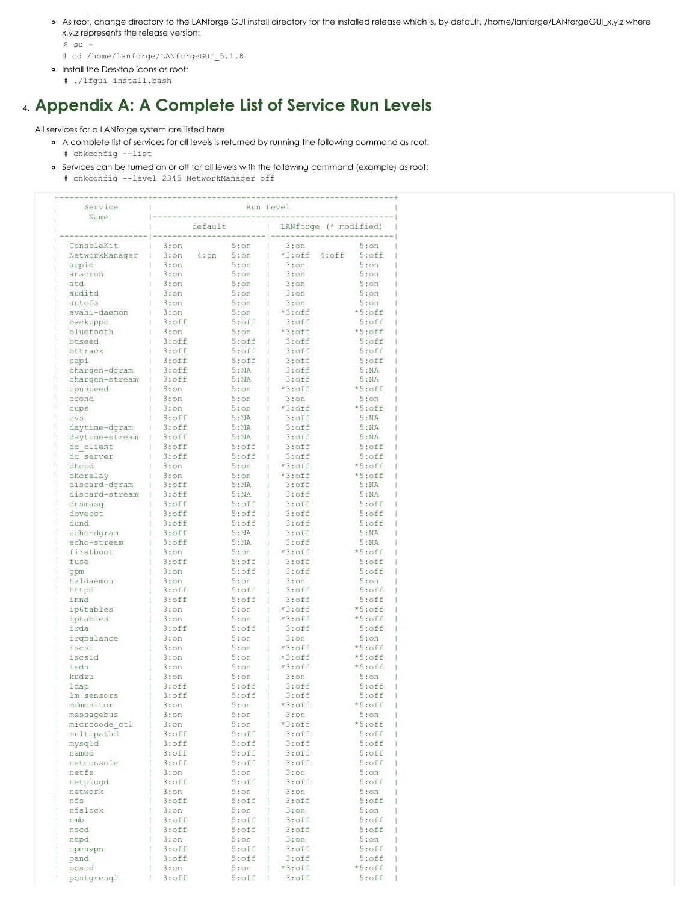- As root, change directory to the LANforge GUI install directory for the installed release which is, by default, /home/lanforge/LANforgeGUI_x.y.z where x.y.z represents the release version:
  ```
  $ su -
  # cd /home/lanforge/LANforgeGUI_5.1.8
  ```
- Install the Desktop icons as root:
  ```
  # ./lfgui_install.bash
  ```

# 4. Appendix A: A Complete List of Service Run Levels

All services for a LANforge system are listed here.

- A complete list of services for all levels is returned by running the following command as root:
  ```
  # chkconfig --list
  ```
- Services can be turned on or off for all levels with the following command (example) as root:
  ```
  # chkconfig --level 2345 NetworkManager off
  ```

```
+------------------+-------------------------------------------------+
|     Service      |                    Run Level                    |
|      Name        |-------------------------------------------------|
|                  |        default         |  LANforge (* modified)  |
|------------------|------------------------|-------------------------|
|  ConsoleKit      |  3:on          5:on    |   3:on           5:on   |
|  NetworkManager  |  3:on   4:on   5:on    |  *3:off  4:off   5:off  |
|  acpid           |  3:on          5:on    |   3:on           5:on   |
|  anacron         |  3:on          5:on    |   3:on           5:on   |
|  atd             |  3:on          5:on    |   3:on           5:on   |
|  auditd          |  3:on          5:on    |   3:on           5:on   |
|  autofs          |  3:on          5:on    |   3:on           5:on   |
|  avahi-daemon    |  3:on          5:on    |  *3:off         *5:off  |
|  backuppc        |  3:off         5:off   |   3:off          5:off  |
|  bluetooth       |  3:on          5:on    |  *3:off         *5:off  |
|  btseed          |  3:off         5:off   |   3:off          5:off  |
|  bttrack         |  3:off         5:off   |   3:off          5:off  |
|  capi            |  3:off         5:off   |   3:off          5:off  |
|  chargen-dgram   |  3:off         5:NA    |   3:off          5:NA   |
|  chargen-stream  |  3:off         5:NA    |   3:off          5:NA   |
|  cpuspeed        |  3:on          5:on    |  *3:off         *5:off  |
|  crond           |  3:on          5:on    |   3:on           5:on   |
|  cups            |  3:on          5:on    |  *3:off         *5:off  |
|  cvs             |  3:off         5:NA    |   3:off          5:NA   |
|  daytime-dgram   |  3:off         5:NA    |   3:off          5:NA   |
|  daytime-stream  |  3:off         5:NA    |   3:off          5:NA   |
|  dc_client       |  3:off         5:off   |   3:off          5:off  |
|  dc_server       |  3:off         5:off   |   3:off          5:off  |
|  dhcpd           |  3:on          5:on    |  *3:off         *5:off  |
|  dhcrelay        |  3:on          5:on    |  *3:off         *5:off  |
|  discard-dgram   |  3:off         5:NA    |   3:off          5:NA   |
|  discard-stream  |  3:off         5:NA    |   3:off          5:NA   |
|  dnsmasq         |  3:off         5:off   |   3:off          5:off  |
|  dovecot         |  3:off         5:off   |   3:off          5:off  |
|  dund            |  3:off         5:off   |   3:off          5:off  |
|  echo-dgram      |  3:off         5:NA    |   3:off          5:NA   |
|  echo-stream     |  3:off         5:NA    |   3:off          5:NA   |
|  firstboot       |  3:on          5:on    |  *3:off         *5:off  |
|  fuse            |  3:off         5:off   |   3:off          5:off  |
|  gpm             |  3:on          5:off   |   3:off          5:off  |
|  haldaemon       |  3:on          5:on    |   3:on           5:on   |
|  httpd           |  3:off         5:off   |   3:off          5:off  |
|  innd            |  3:off         5:off   |   3:off          5:off  |
|  ip6tables       |  3:on          5:on    |  *3:off         *5:off  |
|  iptables        |  3:on          5:on    |  *3:off         *5:off  |
|  irda            |  3:off         5:off   |   3:off          5:off  |
|  irqbalance      |  3:on          5:on    |   3:on           5:on   |
|  iscsi           |  3:on          5:on    |  *3:off         *5:off  |
|  iscsid          |  3:on          5:on    |  *3:off         *5:off  |
|  isdn            |  3:on          5:on    |  *3:off         *5:off  |
|  kudzu           |  3:on          5:on    |   3:on           5:on   |
|  ldap            |  3:off         5:off   |   3:off          5:off  |
|  lm_sensors      |  3:off         5:off   |   3:off          5:off  |
|  mdmonitor       |  3:on          5:on    |  *3:off         *5:off  |
|  messagebus      |  3:on          5:on    |   3:on           5:on   |
|  microcode_ctl   |  3:on          5:on    |  *3:off         *5:off  |
|  multipathd      |  3:off         5:off   |   3:off          5:off  |
|  mysqld          |  3:off         5:off   |   3:off          5:off  |
|  named           |  3:off         5:off   |   3:off          5:off  |
|  netconsole      |  3:off         5:off   |   3:off          5:off  |
|  netfs           |  3:on          5:on    |   3:on           5:on   |
|  netplugd        |  3:off         5:off   |   3:off          5:off  |
|  network         |  3:on          5:on    |   3:on           5:on   |
|  nfs             |  3:off         5:off   |   3:off          5:off  |
|  nfslock         |  3:on          5:on    |   3:on           5:on   |
|  nmb             |  3:off         5:off   |   3:off          5:off  |
|  nscd            |  3:off         5:off   |   3:off          5:off  |
|  ntpd            |  3:on          5:on    |   3:on           5:on   |
|  openvpn         |  3:off         5:off   |   3:off          5:off  |
|  pand            |  3:off         5:off   |   3:off          5:off  |
|  pcscd           |  3:on          5:on    |  *3:off         *5:off  |
|  postgresql      |  3:off         5:off   |   3:off          5:off  |
```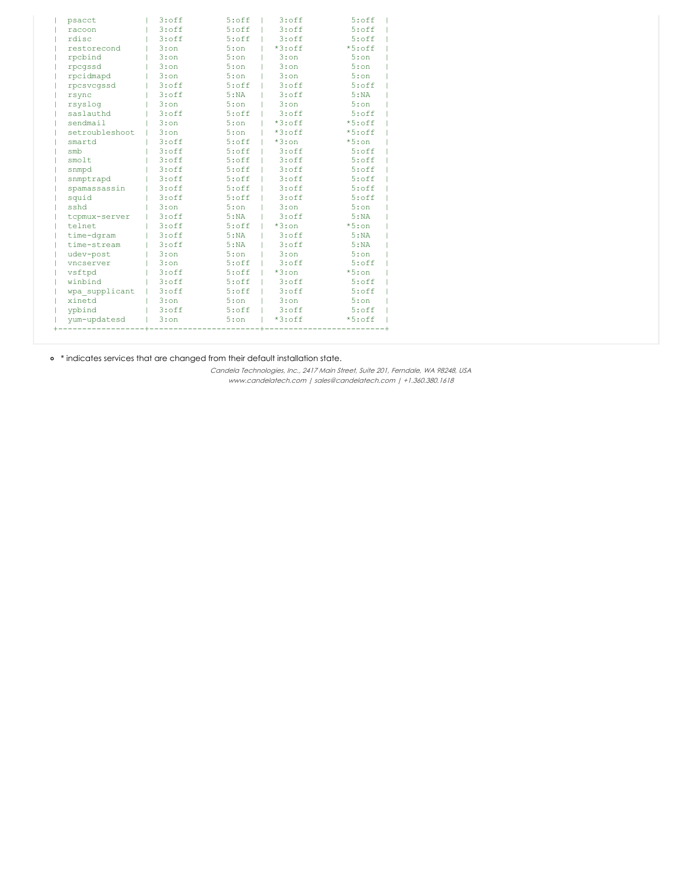```
|  psacct          |  3:off         5:off  |   3:off          5:off  |
|  racoon          |  3:off         5:off  |   3:off          5:off  |
|  rdisc           |  3:off         5:off  |   3:off          5:off  |
|  restorecond     |  3:on          5:on   |  *3:off         *5:off  |
|  rpcbind         |  3:on          5:on   |   3:on           5:on   |
|  rpcgssd         |  3:on          5:on   |   3:on           5:on   |
|  rpcidmapd       |  3:on          5:on   |   3:on           5:on   |
|  rpcsvcgssd      |  3:off         5:off  |   3:off          5:off  |
|  rsync           |  3:off         5:NA   |   3:off          5:NA   |
|  rsyslog         |  3:on          5:on   |   3:on           5:on   |
|  saslauthd       |  3:off         5:off  |   3:off          5:off  |
|  sendmail        |  3:on          5:on   |  *3:off         *5:off  |
|  setroubleshoot  |  3:on          5:on   |  *3:off         *5:off  |
|  smartd          |  3:off         5:off  |  *3:on          *5:on   |
|  smb             |  3:off         5:off  |   3:off          5:off  |
|  smolt           |  3:off         5:off  |   3:off          5:off  |
|  snmpd           |  3:off         5:off  |   3:off          5:off  |
|  snmptrapd       |  3:off         5:off  |   3:off          5:off  |
|  spamassassin    |  3:off         5:off  |   3:off          5:off  |
|  squid           |  3:off         5:off  |   3:off          5:off  |
|  sshd            |  3:on          5:on   |   3:on           5:on   |
|  tcpmux-server   |  3:off         5:NA   |   3:off          5:NA   |
|  telnet          |  3:off         5:off  |  *3:on          *5:on   |
|  time-dgram      |  3:off         5:NA   |   3:off          5:NA   |
|  time-stream     |  3:off         5:NA   |   3:off          5:NA   |
|  udev-post       |  3:on          5:on   |   3:on           5:on   |
|  vncserver       |  3:on          5:off  |   3:off          5:off  |
|  vsftpd          |  3:off         5:off  |  *3:on          *5:on   |
|  winbind         |  3:off         5:off  |   3:off          5:off  |
|  wpa_supplicant  |  3:off         5:off  |   3:off          5:off  |
|  xinetd          |  3:on          5:on   |   3:on           5:on   |
|  ypbind          |  3:off         5:off  |   3:off          5:off  |
|  yum-updatesd    |  3:on          5:on   |  *3:off         *5:off  |
+------------------+-----------------------+------------------------+
```

- * indicates services that are changed from their default installation state.

*Candela Technologies, Inc., 2417 Main Street, Suite 201, Ferndale, WA 98248, USA*
*www.candelatech.com | sales@candelatech.com | +1.360.380.1618*